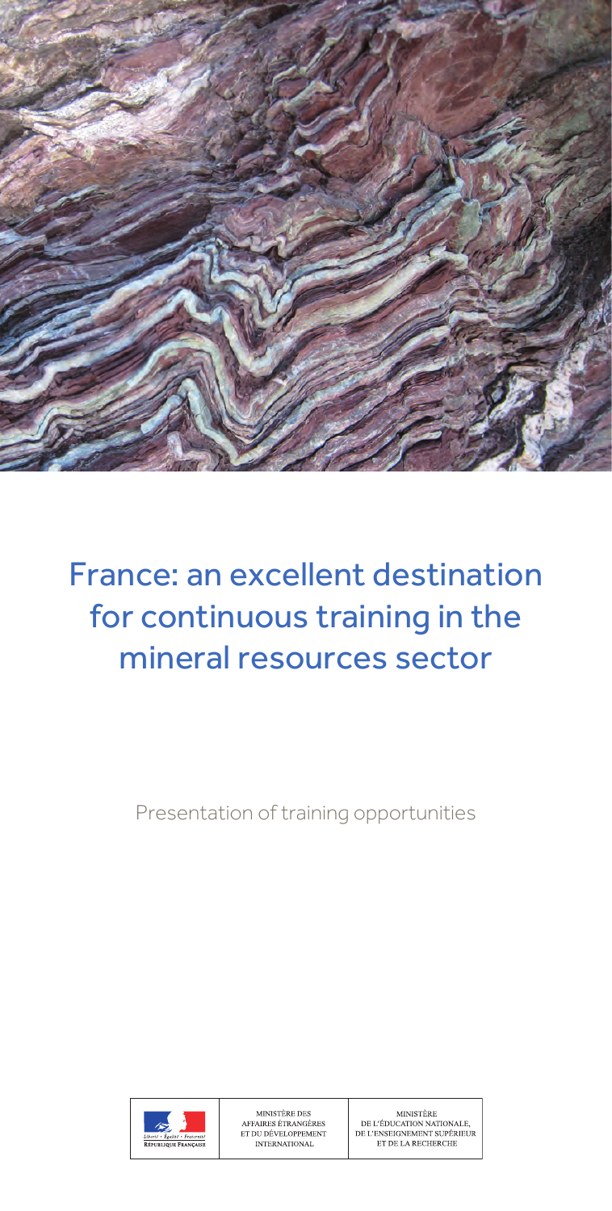# France: an excellent destination for continuous training in the mineral resources sector

Presentation of training opportunities

MINISTÈRE DES AFFAIRES ÉTRANGÈRES ET DU DÉVELOPPEMENT INTERNATIONAL

MINISTÈRE DE L'ÉDUCATION NATIONALE, DE L'ENSEIGNEMENT SUPÉRIEUR ET DE LA RECHERCHE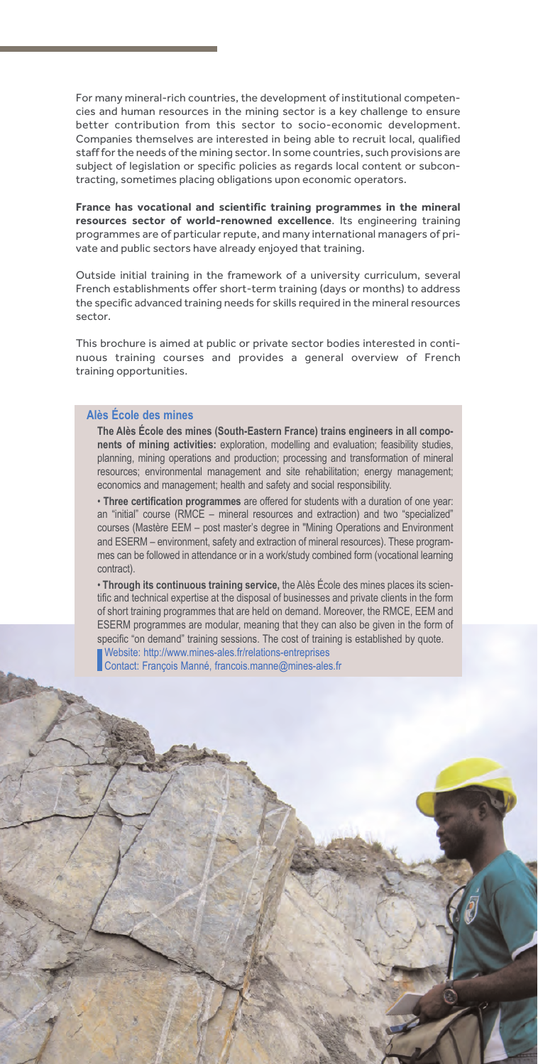For many mineral-rich countries, the development of institutional competencies and human resources in the mining sector is a key challenge to ensure better contribution from this sector to socio-economic development. Companies themselves are interested in being able to recruit local, qualified staff for the needs of the mining sector. In some countries, such provisions are subject of legislation or specific policies as regards local content or subcontracting, sometimes placing obligations upon economic operators.

**France has vocational and scientific training programmes in the mineral resources sector of world-renowned excellence**. Its engineering training programmes are of particular repute, and many international managers of private and public sectors have already enjoyed that training.

Outside initial training in the framework of a university curriculum, several French establishments offer short-term training (days or months) to address the specific advanced training needs for skills required in the mineral resources sector.

This brochure is aimed at public or private sector bodies interested in continuous training courses and provides a general overview of French training opportunities.

## Alès École des mines

**The Alès École des mines (South-Eastern France) trains engineers in all components of mining activities:** exploration, modelling and evaluation; feasibility studies, planning, mining operations and production; processing and transformation of mineral resources; environmental management and site rehabilitation; energy management; economics and management; health and safety and social responsibility.

• **Three certification programmes** are offered for students with a duration of one year: an "initial" course (RMCE – mineral resources and extraction) and two "specialized" courses (Mastère EEM – post master's degree in "Mining Operations and Environment and ESERM – environment, safety and extraction of mineral resources). These programmes can be followed in attendance or in a work/study combined form (vocational learning contract).

• **Through its continuous training service,** the Alès École des mines places its scientific and technical expertise at the disposal of businesses and private clients in the form of short training programmes that are held on demand. Moreover, the RMCE, EEM and ESERM programmes are modular, meaning that they can also be given in the form of specific "on demand" training sessions. The cost of training is established by quote.

Website: http://www.mines-ales.fr/relations-entreprises
Contact: François Manné, francois.manne@mines-ales.fr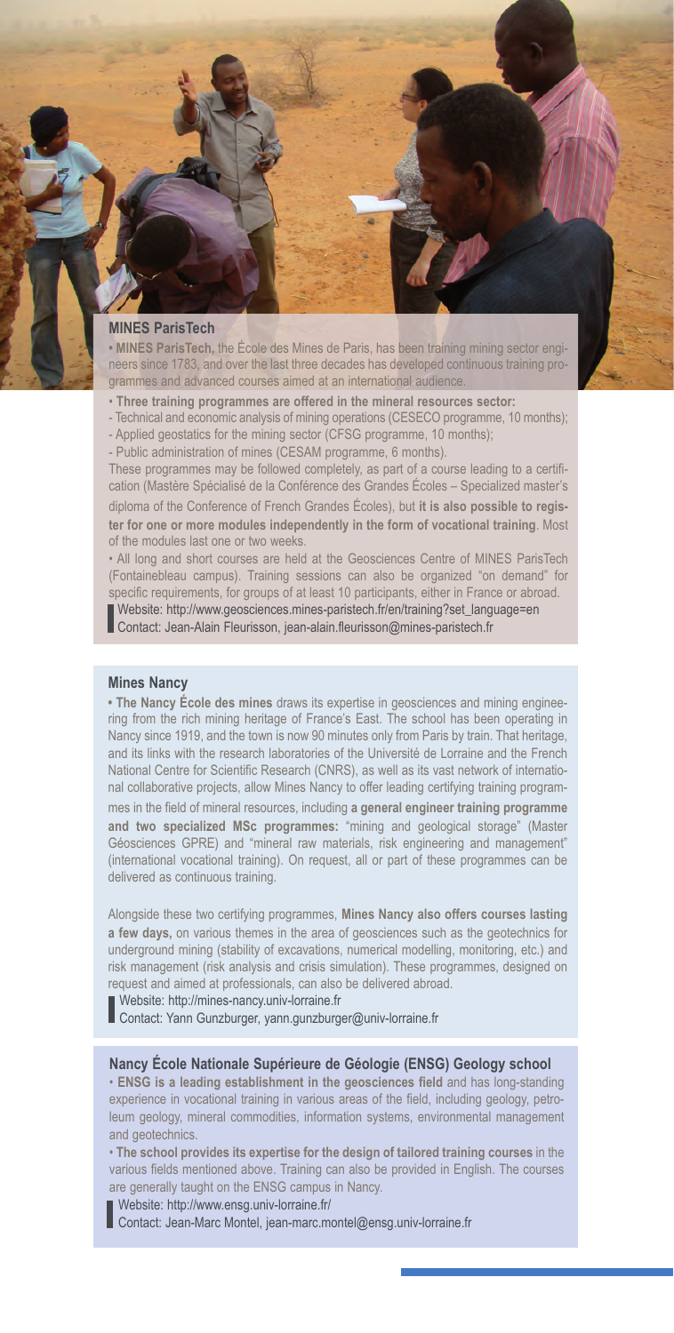## MINES ParisTech

• **MINES ParisTech,** the École des Mines de Paris, has been training mining sector engineers since 1783, and over the last three decades has developed continuous training programmes and advanced courses aimed at an international audience.

• **Three training programmes are offered in the mineral resources sector:**

- Technical and economic analysis of mining operations (CESECO programme, 10 months);
- Applied geostatics for the mining sector (CFSG programme, 10 months);
- Public administration of mines (CESAM programme, 6 months).

These programmes may be followed completely, as part of a course leading to a certification (Mastère Spécialisé de la Conférence des Grandes Écoles – Specialized master's diploma of the Conference of French Grandes Écoles), but **it is also possible to register for one or more modules independently in the form of vocational training**. Most of the modules last one or two weeks.

• All long and short courses are held at the Geosciences Centre of MINES ParisTech (Fontainebleau campus). Training sessions can also be organized "on demand" for specific requirements, for groups of at least 10 participants, either in France or abroad.

Website: http://www.geosciences.mines-paristech.fr/en/training?set_language=en
Contact: Jean-Alain Fleurisson, jean-alain.fleurisson@mines-paristech.fr

## Mines Nancy

• **The Nancy École des mines** draws its expertise in geosciences and mining engineering from the rich mining heritage of France's East. The school has been operating in Nancy since 1919, and the town is now 90 minutes only from Paris by train. That heritage, and its links with the research laboratories of the Université de Lorraine and the French National Centre for Scientific Research (CNRS), as well as its vast network of international collaborative projects, allow Mines Nancy to offer leading certifying training programmes in the field of mineral resources, including **a general engineer training programme and two specialized MSc programmes:** "mining and geological storage" (Master Géosciences GPRE) and "mineral raw materials, risk engineering and management" (international vocational training). On request, all or part of these programmes can be delivered as continuous training.

Alongside these two certifying programmes, **Mines Nancy also offers courses lasting a few days,** on various themes in the area of geosciences such as the geotechnics for underground mining (stability of excavations, numerical modelling, monitoring, etc.) and risk management (risk analysis and crisis simulation). These programmes, designed on request and aimed at professionals, can also be delivered abroad.

Website: http://mines-nancy.univ-lorraine.fr
Contact: Yann Gunzburger, yann.gunzburger@univ-lorraine.fr

## Nancy École Nationale Supérieure de Géologie (ENSG) Geology school

• **ENSG is a leading establishment in the geosciences field** and has long-standing experience in vocational training in various areas of the field, including geology, petroleum geology, mineral commodities, information systems, environmental management and geotechnics.

• **The school provides its expertise for the design of tailored training courses** in the various fields mentioned above. Training can also be provided in English. The courses are generally taught on the ENSG campus in Nancy.

Website: http://www.ensg.univ-lorraine.fr/
Contact: Jean-Marc Montel, jean-marc.montel@ensg.univ-lorraine.fr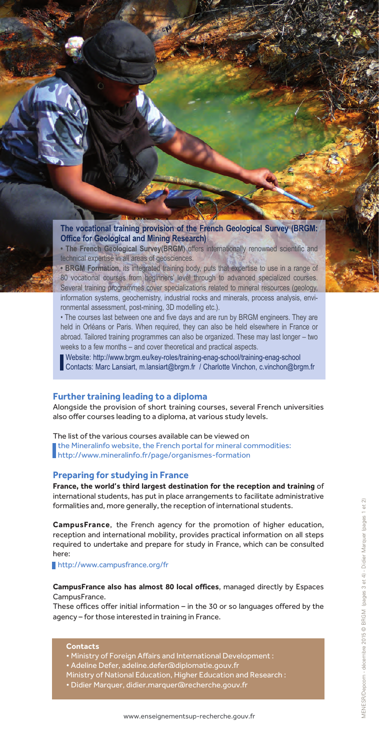### The vocational training provision of the French Geological Survey (BRGM: Office for Geological and Mining Research)

• **The French Geological Survey(BRGM)** offers internationally renowned scientific and technical expertise in all areas of geosciences.

• **BRGM Formation,** its integrated training body, puts that expertise to use in a range of 80 vocational courses from beginners' level through to advanced specialized courses. Several training programmes cover specializations related to mineral resources (geology, information systems, geochemistry, industrial rocks and minerals, process analysis, environmental assessment, post-mining, 3D modelling etc.).

• The courses last between one and five days and are run by BRGM engineers. They are held in Orléans or Paris. When required, they can also be held elsewhere in France or abroad. Tailored training programmes can also be organized. These may last longer – two weeks to a few months – and cover theoretical and practical aspects.

Website: http://www.brgm.eu/key-roles/training-enag-school/training-enag-school
Contacts: Marc Lansiart, m.lansiart@brgm.fr / Charlotte Vinchon, c.vinchon@brgm.fr

## Further training leading to a diploma

Alongside the provision of short training courses, several French universities also offer courses leading to a diploma, at various study levels.

The list of the various courses available can be viewed on
the Mineralinfo website, the French portal for mineral commodities:
http://www.mineralinfo.fr/page/organismes-formation

## Preparing for studying in France

**France, the world's third largest destination for the reception and training** of international students, has put in place arrangements to facilitate administrative formalities and, more generally, the reception of international students.

**CampusFrance**, the French agency for the promotion of higher education, reception and international mobility, provides practical information on all steps required to undertake and prepare for study in France, which can be consulted here:

http://www.campusfrance.org/fr

**CampusFrance also has almost 80 local offices**, managed directly by Espaces CampusFrance.

These offices offer initial information – in the 30 or so languages offered by the agency – for those interested in training in France.

**Contacts**

- Ministry of Foreign Affairs and International Development :
- Adeline Defer, adeline.defer@diplomatie.gouv.fr

Ministry of National Education, Higher Education and Research :

- Didier Marquer, didier.marquer@recherche.gouv.fr

www.enseignementsup-recherche.gouv.fr

MENESR/Depcom - décembre 2015 © BRGM (pages 3 et 4) - Didier Marquer (pages 1 et 2)